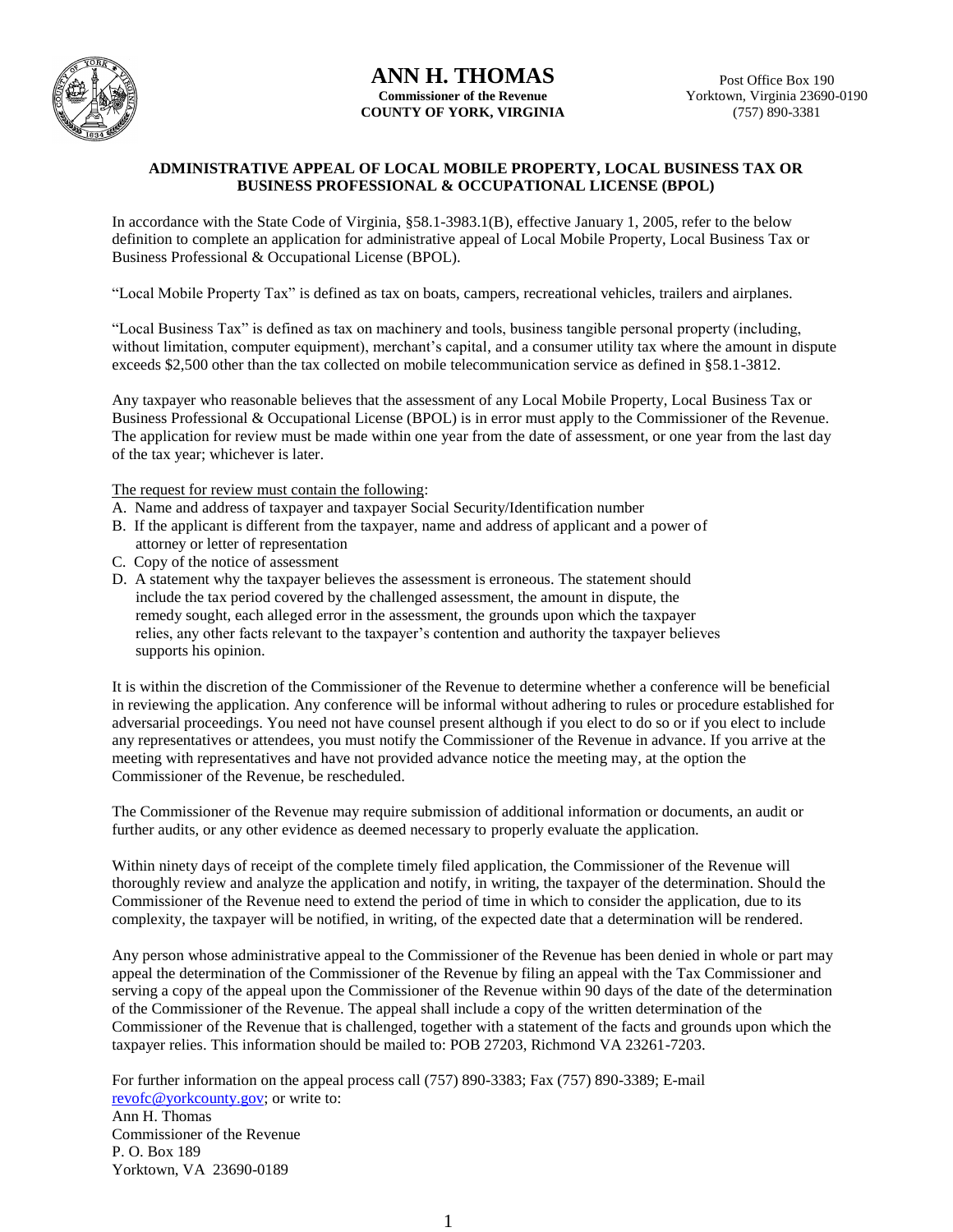# ANN H. THOMAS

**Commissioner of the Revenue**
**COUNTY OF YORK, VIRGINIA**

Post Office Box 190
Yorktown, Virginia 23690-0190
(757) 890-3381

## ADMINISTRATIVE APPEAL OF LOCAL MOBILE PROPERTY, LOCAL BUSINESS TAX OR BUSINESS PROFESSIONAL & OCCUPATIONAL LICENSE (BPOL)

In accordance with the State Code of Virginia, §58.1-3983.1(B), effective January 1, 2005, refer to the below definition to complete an application for administrative appeal of Local Mobile Property, Local Business Tax or Business Professional & Occupational License (BPOL).

"Local Mobile Property Tax" is defined as tax on boats, campers, recreational vehicles, trailers and airplanes.

"Local Business Tax" is defined as tax on machinery and tools, business tangible personal property (including, without limitation, computer equipment), merchant's capital, and a consumer utility tax where the amount in dispute exceeds $2,500 other than the tax collected on mobile telecommunication service as defined in §58.1-3812.

Any taxpayer who reasonable believes that the assessment of any Local Mobile Property, Local Business Tax or Business Professional & Occupational License (BPOL) is in error must apply to the Commissioner of the Revenue. The application for review must be made within one year from the date of assessment, or one year from the last day of the tax year; whichever is later.

<u>The request for review must contain the following</u>:

A. Name and address of taxpayer and taxpayer Social Security/Identification number
B. If the applicant is different from the taxpayer, name and address of applicant and a power of attorney or letter of representation
C. Copy of the notice of assessment
D. A statement why the taxpayer believes the assessment is erroneous. The statement should include the tax period covered by the challenged assessment, the amount in dispute, the remedy sought, each alleged error in the assessment, the grounds upon which the taxpayer relies, any other facts relevant to the taxpayer's contention and authority the taxpayer believes supports his opinion.

It is within the discretion of the Commissioner of the Revenue to determine whether a conference will be beneficial in reviewing the application. Any conference will be informal without adhering to rules or procedure established for adversarial proceedings. You need not have counsel present although if you elect to do so or if you elect to include any representatives or attendees, you must notify the Commissioner of the Revenue in advance. If you arrive at the meeting with representatives and have not provided advance notice the meeting may, at the option the Commissioner of the Revenue, be rescheduled.

The Commissioner of the Revenue may require submission of additional information or documents, an audit or further audits, or any other evidence as deemed necessary to properly evaluate the application.

Within ninety days of receipt of the complete timely filed application, the Commissioner of the Revenue will thoroughly review and analyze the application and notify, in writing, the taxpayer of the determination. Should the Commissioner of the Revenue need to extend the period of time in which to consider the application, due to its complexity, the taxpayer will be notified, in writing, of the expected date that a determination will be rendered.

Any person whose administrative appeal to the Commissioner of the Revenue has been denied in whole or part may appeal the determination of the Commissioner of the Revenue by filing an appeal with the Tax Commissioner and serving a copy of the appeal upon the Commissioner of the Revenue within 90 days of the date of the determination of the Commissioner of the Revenue. The appeal shall include a copy of the written determination of the Commissioner of the Revenue that is challenged, together with a statement of the facts and grounds upon which the taxpayer relies. This information should be mailed to: POB 27203, Richmond VA 23261-7203.

For further information on the appeal process call (757) 890-3383; Fax (757) 890-3389; E-mail revofc@yorkcounty.gov; or write to:
Ann H. Thomas
Commissioner of the Revenue
P. O. Box 189
Yorktown, VA 23690-0189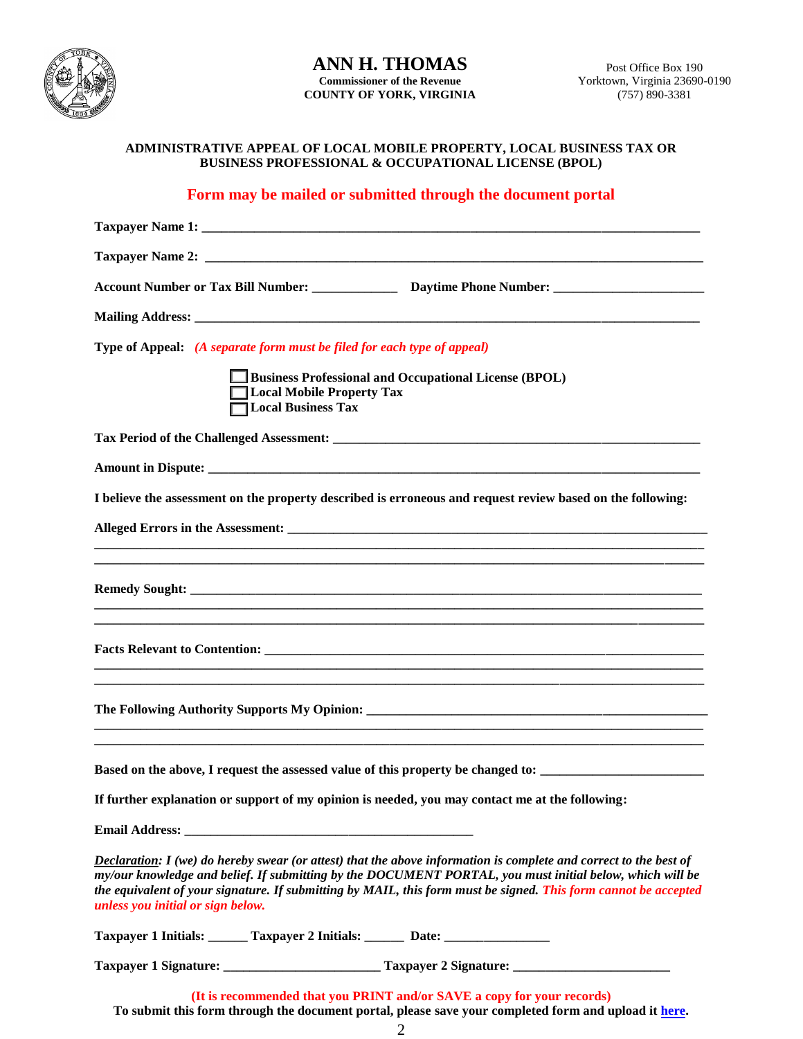**ANN H. THOMAS**
**Commissioner of the Revenue**
**COUNTY OF YORK, VIRGINIA**

Post Office Box 190
Yorktown, Virginia 23690-0190
(757) 890-3381

## ADMINISTRATIVE APPEAL OF LOCAL MOBILE PROPERTY, LOCAL BUSINESS TAX OR BUSINESS PROFESSIONAL & OCCUPATIONAL LICENSE (BPOL)

**Form may be mailed or submitted through the document portal**

**Taxpayer Name 1:** ______________________________________________

**Taxpayer Name 2:** ______________________________________________

**Account Number or Tax Bill Number:** ____________ **Daytime Phone Number:** ______________________

**Mailing Address:** ______________________________________________

**Type of Appeal:** *(A separate form must be filed for each type of appeal)*

- ☐ **Business Professional and Occupational License (BPOL)**
- ☐ **Local Mobile Property Tax**
- ☐ **Local Business Tax**

**Tax Period of the Challenged Assessment:** ______________________________________________

**Amount in Dispute:** ______________________________________________

**I believe the assessment on the property described is erroneous and request review based on the following:**

**Alleged Errors in the Assessment:** ______________________________________________
______________________________________________
______________________________________________

**Remedy Sought:** ______________________________________________
______________________________________________
______________________________________________

**Facts Relevant to Contention:** ______________________________________________
______________________________________________
______________________________________________

**The Following Authority Supports My Opinion:** ______________________________________________
______________________________________________
______________________________________________

**Based on the above, I request the assessed value of this property be changed to:** ______________________

**If further explanation or support of my opinion is needed, you may contact me at the following:**

**Email Address:** ______________________________________________

***Declaration**: I (we) do hereby swear (or attest) that the above information is complete and correct to the best of my/our knowledge and belief. If submitting by the DOCUMENT PORTAL, you must initial below, which will be the equivalent of your signature. If submitting by MAIL, this form must be signed. This form cannot be accepted unless you initial or sign below.*

**Taxpayer 1 Initials:** ______ **Taxpayer 2 Initials:** ______ **Date:** ________________

**Taxpayer 1 Signature:** ________________________ **Taxpayer 2 Signature:** ________________________

**(It is recommended that you PRINT and/or SAVE a copy for your records)**
**To submit this form through the document portal, please save your completed form and upload it here.**